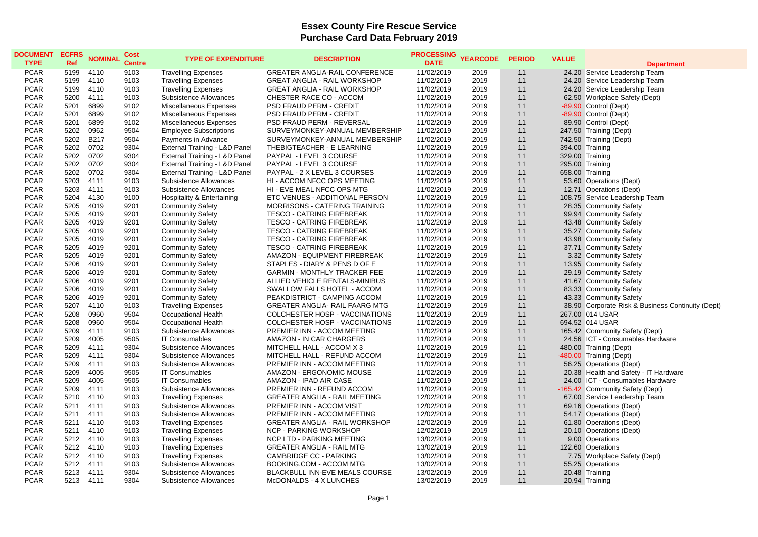# Essex County Fire Rescue Service
## Purchase Card Data February 2019

| DOCUMENT TYPE | ECFRS Ref | NOMINAL | Cost Centre | TYPE OF EXPENDITURE | DESCRIPTION | PROCESSING DATE | YEARCODE | PERIOD | VALUE | Department |
|---|---|---|---|---|---|---|---|---|---|---|
| PCAR | 5199 | 4110 | 9103 | Travelling Expenses | GREATER ANGLIA-RAIL CONFERENCE | 11/02/2019 | 2019 | 11 | 24.20 | Service Leadership Team |
| PCAR | 5199 | 4110 | 9103 | Travelling Expenses | GREAT ANGLIA - RAIL WORKSHOP | 11/02/2019 | 2019 | 11 | 24.20 | Service Leadership Team |
| PCAR | 5199 | 4110 | 9103 | Travelling Expenses | GREAT ANGLIA - RAIL WORKSHOP | 11/02/2019 | 2019 | 11 | 24.20 | Service Leadership Team |
| PCAR | 5200 | 4111 | 9103 | Subsistence Allowances | CHESTER RACE CO - ACCOM | 11/02/2019 | 2019 | 11 | 62.50 | Workplace Safety (Dept) |
| PCAR | 5201 | 6899 | 9102 | Miscellaneous Expenses | PSD FRAUD PERM - CREDIT | 11/02/2019 | 2019 | 11 | -89.90 | Control (Dept) |
| PCAR | 5201 | 6899 | 9102 | Miscellaneous Expenses | PSD FRAUD PERM - CREDIT | 11/02/2019 | 2019 | 11 | -89.90 | Control (Dept) |
| PCAR | 5201 | 6899 | 9102 | Miscellaneous Expenses | PSD FRAUD PERM - REVERSAL | 11/02/2019 | 2019 | 11 | 89.90 | Control (Dept) |
| PCAR | 5202 | 0962 | 9504 | Employee Subscriptions | SURVEYMONKEY-ANNUAL MEMBERSHIP | 11/02/2019 | 2019 | 11 | 247.50 | Training (Dept) |
| PCAR | 5202 | B217 | 9504 | Payments in Advance | SURVEYMONKEY-ANNUAL MEMBERSHIP | 11/02/2019 | 2019 | 11 | 742.50 | Training (Dept) |
| PCAR | 5202 | 0702 | 9304 | External Training - L&D Panel | THEBIGTEACHER - E LEARNING | 11/02/2019 | 2019 | 11 | 394.00 | Training |
| PCAR | 5202 | 0702 | 9304 | External Training - L&D Panel | PAYPAL - LEVEL 3 COURSE | 11/02/2019 | 2019 | 11 | 329.00 | Training |
| PCAR | 5202 | 0702 | 9304 | External Training - L&D Panel | PAYPAL - LEVEL 3 COURSE | 11/02/2019 | 2019 | 11 | 295.00 | Training |
| PCAR | 5202 | 0702 | 9304 | External Training - L&D Panel | PAYPAL - 2 X LEVEL 3 COURSES | 11/02/2019 | 2019 | 11 | 658.00 | Training |
| PCAR | 5203 | 4111 | 9103 | Subsistence Allowances | HI - ACCOM NFCC OPS MEETING | 11/02/2019 | 2019 | 11 | 53.60 | Operations (Dept) |
| PCAR | 5203 | 4111 | 9103 | Subsistence Allowances | HI - EVE MEAL NFCC OPS MTG | 11/02/2019 | 2019 | 11 | 12.71 | Operations (Dept) |
| PCAR | 5204 | 4130 | 9100 | Hospitality & Entertaining | ETC VENUES - ADDITIONAL PERSON | 11/02/2019 | 2019 | 11 | 108.75 | Service Leadership Team |
| PCAR | 5205 | 4019 | 9201 | Community Safety | MORRISONS - CATERING TRAINING | 11/02/2019 | 2019 | 11 | 28.35 | Community Safety |
| PCAR | 5205 | 4019 | 9201 | Community Safety | TESCO - CATRING FIREBREAK | 11/02/2019 | 2019 | 11 | 99.94 | Community Safety |
| PCAR | 5205 | 4019 | 9201 | Community Safety | TESCO - CATRING FIREBREAK | 11/02/2019 | 2019 | 11 | 43.48 | Community Safety |
| PCAR | 5205 | 4019 | 9201 | Community Safety | TESCO - CATRING FIREBREAK | 11/02/2019 | 2019 | 11 | 35.27 | Community Safety |
| PCAR | 5205 | 4019 | 9201 | Community Safety | TESCO - CATRING FIREBREAK | 11/02/2019 | 2019 | 11 | 43.98 | Community Safety |
| PCAR | 5205 | 4019 | 9201 | Community Safety | TESCO - CATRING FIREBREAK | 11/02/2019 | 2019 | 11 | 37.71 | Community Safety |
| PCAR | 5205 | 4019 | 9201 | Community Safety | AMAZON - EQUIPMENT FIREBREAK | 11/02/2019 | 2019 | 11 | 3.32 | Community Safety |
| PCAR | 5206 | 4019 | 9201 | Community Safety | STAPLES - DIARY & PENS D OF E | 11/02/2019 | 2019 | 11 | 13.95 | Community Safety |
| PCAR | 5206 | 4019 | 9201 | Community Safety | GARMIN - MONTHLY TRACKER FEE | 11/02/2019 | 2019 | 11 | 29.19 | Community Safety |
| PCAR | 5206 | 4019 | 9201 | Community Safety | ALLIED VEHICLE RENTALS-MINIBUS | 11/02/2019 | 2019 | 11 | 41.67 | Community Safety |
| PCAR | 5206 | 4019 | 9201 | Community Safety | SWALLOW FALLS HOTEL - ACCOM | 11/02/2019 | 2019 | 11 | 83.33 | Community Safety |
| PCAR | 5206 | 4019 | 9201 | Community Safety | PEAKDISTRICT - CAMPING ACCOM | 11/02/2019 | 2019 | 11 | 43.33 | Community Safety |
| PCAR | 5207 | 4110 | 9103 | Travelling Expenses | GREATER ANGLIA- RAIL FAARG MTG | 11/02/2019 | 2019 | 11 | 38.90 | Corporate Risk & Business Continuity (Dept) |
| PCAR | 5208 | 0960 | 9504 | Occupational Health | COLCHESTER HOSP - VACCINATIONS | 11/02/2019 | 2019 | 11 | 267.00 | 014 USAR |
| PCAR | 5208 | 0960 | 9504 | Occupational Health | COLCHESTER HOSP - VACCINATIONS | 11/02/2019 | 2019 | 11 | 694.52 | 014 USAR |
| PCAR | 5209 | 4111 | 9103 | Subsistence Allowances | PREMIER INN - ACCOM MEETING | 11/02/2019 | 2019 | 11 | 165.42 | Community Safety (Dept) |
| PCAR | 5209 | 4005 | 9505 | IT Consumables | AMAZON - IN CAR CHARGERS | 11/02/2019 | 2019 | 11 | 24.56 | ICT - Consumables Hardware |
| PCAR | 5209 | 4111 | 9304 | Subsistence Allowances | MITCHELL HALL - ACCOM X 3 | 11/02/2019 | 2019 | 11 | 480.00 | Training (Dept) |
| PCAR | 5209 | 4111 | 9304 | Subsistence Allowances | MITCHELL HALL - REFUND ACCOM | 11/02/2019 | 2019 | 11 | -480.00 | Training (Dept) |
| PCAR | 5209 | 4111 | 9103 | Subsistence Allowances | PREMIER INN - ACCOM MEETING | 11/02/2019 | 2019 | 11 | 56.25 | Operations (Dept) |
| PCAR | 5209 | 4005 | 9505 | IT Consumables | AMAZON - ERGONOMIC MOUSE | 11/02/2019 | 2019 | 11 | 20.38 | Health and Safety - IT Hardware |
| PCAR | 5209 | 4005 | 9505 | IT Consumables | AMAZON - IPAD AIR CASE | 11/02/2019 | 2019 | 11 | 24.00 | ICT - Consumables Hardware |
| PCAR | 5209 | 4111 | 9103 | Subsistence Allowances | PREMIER INN - REFUND ACCOM | 11/02/2019 | 2019 | 11 | -165.42 | Community Safety (Dept) |
| PCAR | 5210 | 4110 | 9103 | Travelling Expenses | GREATER ANGLIA - RAIL MEETING | 12/02/2019 | 2019 | 11 | 67.00 | Service Leadership Team |
| PCAR | 5211 | 4111 | 9103 | Subsistence Allowances | PREMIER INN - ACCOM VISIT | 12/02/2019 | 2019 | 11 | 69.16 | Operations (Dept) |
| PCAR | 5211 | 4111 | 9103 | Subsistence Allowances | PREMIER INN - ACCOM MEETING | 12/02/2019 | 2019 | 11 | 54.17 | Operations (Dept) |
| PCAR | 5211 | 4110 | 9103 | Travelling Expenses | GREATER ANGLIA - RAIL WORKSHOP | 12/02/2019 | 2019 | 11 | 61.80 | Operations (Dept) |
| PCAR | 5211 | 4110 | 9103 | Travelling Expenses | NCP - PARKING WORKSHOP | 12/02/2019 | 2019 | 11 | 20.10 | Operations (Dept) |
| PCAR | 5212 | 4110 | 9103 | Travelling Expenses | NCP LTD - PARKING MEETING | 13/02/2019 | 2019 | 11 | 9.00 | Operations |
| PCAR | 5212 | 4110 | 9103 | Travelling Expenses | GREATER ANGLIA - RAIL MTG | 13/02/2019 | 2019 | 11 | 122.60 | Operations |
| PCAR | 5212 | 4110 | 9103 | Travelling Expenses | CAMBRIDGE CC - PARKING | 13/02/2019 | 2019 | 11 | 7.75 | Workplace Safety (Dept) |
| PCAR | 5212 | 4111 | 9103 | Subsistence Allowances | BOOKING.COM - ACCOM MTG | 13/02/2019 | 2019 | 11 | 55.25 | Operations |
| PCAR | 5213 | 4111 | 9304 | Subsistence Allowances | BLACKBULL INN-EVE MEALS COURSE | 13/02/2019 | 2019 | 11 | 20.48 | Training |
| PCAR | 5213 | 4111 | 9304 | Subsistence Allowances | McDONALDS - 4 X LUNCHES | 13/02/2019 | 2019 | 11 | 20.94 | Training |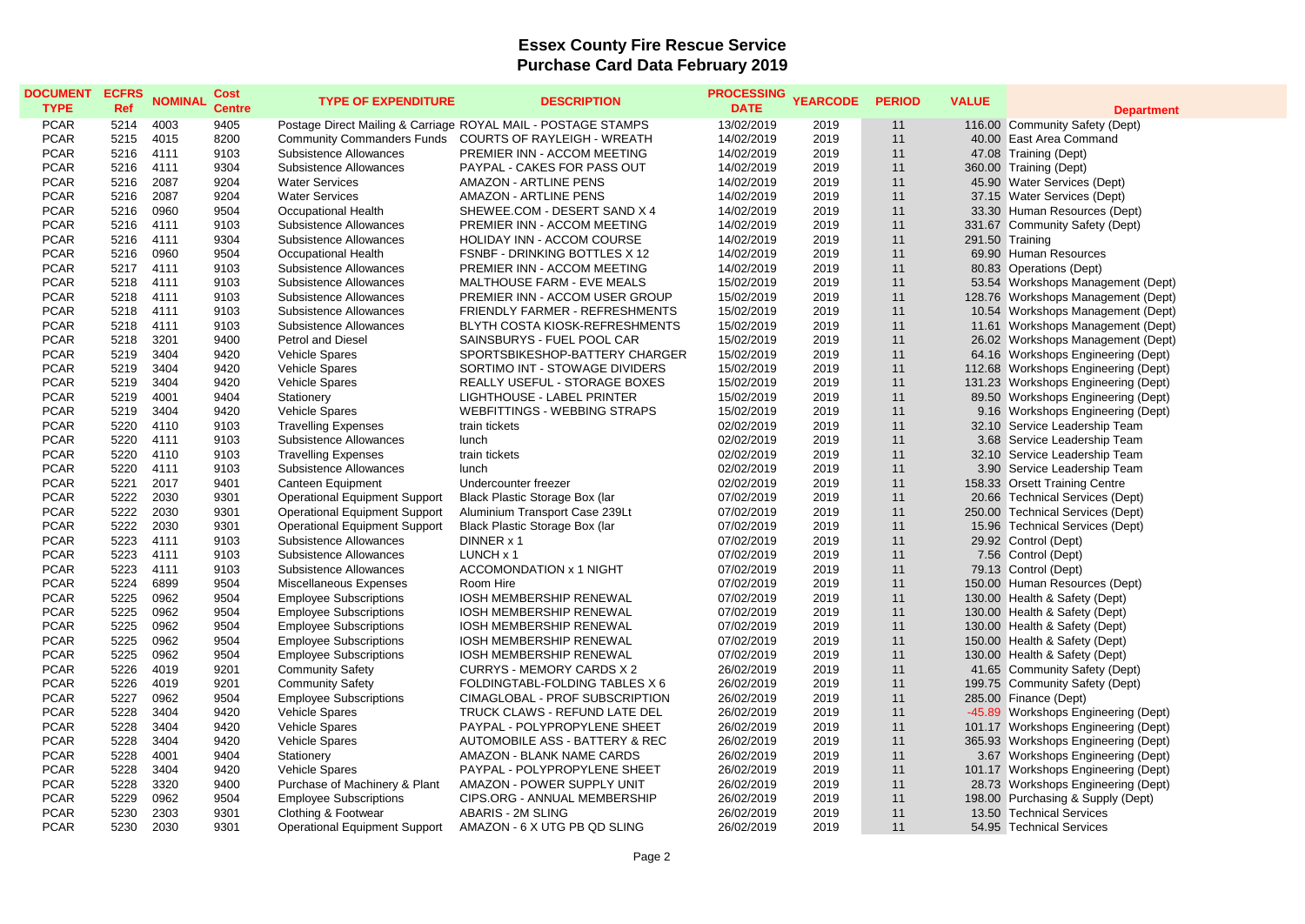# Essex County Fire Rescue Service
## Purchase Card Data February 2019

| DOCUMENT TYPE | ECFRS Ref | NOMINAL | Cost Centre | TYPE OF EXPENDITURE | DESCRIPTION | PROCESSING DATE | YEARCODE | PERIOD | VALUE | Department |
|---|---|---|---|---|---|---|---|---|---|---|
| PCAR | 5214 | 4003 | 9405 | Postage Direct Mailing & Carriage | ROYAL MAIL - POSTAGE STAMPS | 13/02/2019 | 2019 | 11 | 116.00 | Community Safety (Dept) |
| PCAR | 5215 | 4015 | 8200 | Community Commanders Funds | COURTS OF RAYLEIGH - WREATH | 14/02/2019 | 2019 | 11 | 40.00 | East Area Command |
| PCAR | 5216 | 4111 | 9103 | Subsistence Allowances | PREMIER INN - ACCOM MEETING | 14/02/2019 | 2019 | 11 | 47.08 | Training (Dept) |
| PCAR | 5216 | 4111 | 9304 | Subsistence Allowances | PAYPAL - CAKES FOR PASS OUT | 14/02/2019 | 2019 | 11 | 360.00 | Training (Dept) |
| PCAR | 5216 | 2087 | 9204 | Water Services | AMAZON - ARTLINE PENS | 14/02/2019 | 2019 | 11 | 45.90 | Water Services (Dept) |
| PCAR | 5216 | 2087 | 9204 | Water Services | AMAZON - ARTLINE PENS | 14/02/2019 | 2019 | 11 | 37.15 | Water Services (Dept) |
| PCAR | 5216 | 0960 | 9504 | Occupational Health | SHEWEE.COM - DESERT SAND X 4 | 14/02/2019 | 2019 | 11 | 33.30 | Human Resources (Dept) |
| PCAR | 5216 | 4111 | 9103 | Subsistence Allowances | PREMIER INN - ACCOM MEETING | 14/02/2019 | 2019 | 11 | 331.67 | Community Safety (Dept) |
| PCAR | 5216 | 4111 | 9304 | Subsistence Allowances | HOLIDAY INN - ACCOM COURSE | 14/02/2019 | 2019 | 11 | 291.50 | Training |
| PCAR | 5216 | 0960 | 9504 | Occupational Health | FSNBF - DRINKING BOTTLES X 12 | 14/02/2019 | 2019 | 11 | 69.90 | Human Resources |
| PCAR | 5217 | 4111 | 9103 | Subsistence Allowances | PREMIER INN - ACCOM MEETING | 14/02/2019 | 2019 | 11 | 80.83 | Operations (Dept) |
| PCAR | 5218 | 4111 | 9103 | Subsistence Allowances | MALTHOUSE FARM - EVE MEALS | 15/02/2019 | 2019 | 11 | 53.54 | Workshops Management (Dept) |
| PCAR | 5218 | 4111 | 9103 | Subsistence Allowances | PREMIER INN - ACCOM USER GROUP | 15/02/2019 | 2019 | 11 | 128.76 | Workshops Management (Dept) |
| PCAR | 5218 | 4111 | 9103 | Subsistence Allowances | FRIENDLY FARMER - REFRESHMENTS | 15/02/2019 | 2019 | 11 | 10.54 | Workshops Management (Dept) |
| PCAR | 5218 | 4111 | 9103 | Subsistence Allowances | BLYTH COSTA KIOSK-REFRESHMENTS | 15/02/2019 | 2019 | 11 | 11.61 | Workshops Management (Dept) |
| PCAR | 5218 | 3201 | 9400 | Petrol and Diesel | SAINSBURYS - FUEL POOL CAR | 15/02/2019 | 2019 | 11 | 26.02 | Workshops Management (Dept) |
| PCAR | 5219 | 3404 | 9420 | Vehicle Spares | SPORTSBIKESHOP-BATTERY CHARGER | 15/02/2019 | 2019 | 11 | 64.16 | Workshops Engineering (Dept) |
| PCAR | 5219 | 3404 | 9420 | Vehicle Spares | SORTIMO INT - STOWAGE DIVIDERS | 15/02/2019 | 2019 | 11 | 112.68 | Workshops Engineering (Dept) |
| PCAR | 5219 | 3404 | 9420 | Vehicle Spares | REALLY USEFUL - STORAGE BOXES | 15/02/2019 | 2019 | 11 | 131.23 | Workshops Engineering (Dept) |
| PCAR | 5219 | 4001 | 9404 | Stationery | LIGHTHOUSE - LABEL PRINTER | 15/02/2019 | 2019 | 11 | 89.50 | Workshops Engineering (Dept) |
| PCAR | 5219 | 3404 | 9420 | Vehicle Spares | WEBFITTINGS - WEBBING STRAPS | 15/02/2019 | 2019 | 11 | 9.16 | Workshops Engineering (Dept) |
| PCAR | 5220 | 4110 | 9103 | Travelling Expenses | train tickets | 02/02/2019 | 2019 | 11 | 32.10 | Service Leadership Team |
| PCAR | 5220 | 4111 | 9103 | Subsistence Allowances | lunch | 02/02/2019 | 2019 | 11 | 3.68 | Service Leadership Team |
| PCAR | 5220 | 4110 | 9103 | Travelling Expenses | train tickets | 02/02/2019 | 2019 | 11 | 32.10 | Service Leadership Team |
| PCAR | 5220 | 4111 | 9103 | Subsistence Allowances | lunch | 02/02/2019 | 2019 | 11 | 3.90 | Service Leadership Team |
| PCAR | 5221 | 2017 | 9401 | Canteen Equipment | Undercounter freezer | 02/02/2019 | 2019 | 11 | 158.33 | Orsett Training Centre |
| PCAR | 5222 | 2030 | 9301 | Operational Equipment Support | Black Plastic Storage Box (lar | 07/02/2019 | 2019 | 11 | 20.66 | Technical Services (Dept) |
| PCAR | 5222 | 2030 | 9301 | Operational Equipment Support | Aluminium Transport Case 239Lt | 07/02/2019 | 2019 | 11 | 250.00 | Technical Services (Dept) |
| PCAR | 5222 | 2030 | 9301 | Operational Equipment Support | Black Plastic Storage Box (lar | 07/02/2019 | 2019 | 11 | 15.96 | Technical Services (Dept) |
| PCAR | 5223 | 4111 | 9103 | Subsistence Allowances | DINNER x 1 | 07/02/2019 | 2019 | 11 | 29.92 | Control (Dept) |
| PCAR | 5223 | 4111 | 9103 | Subsistence Allowances | LUNCH x 1 | 07/02/2019 | 2019 | 11 | 7.56 | Control (Dept) |
| PCAR | 5223 | 4111 | 9103 | Subsistence Allowances | ACCOMONDATION x 1 NIGHT | 07/02/2019 | 2019 | 11 | 79.13 | Control (Dept) |
| PCAR | 5224 | 6899 | 9504 | Miscellaneous Expenses | Room Hire | 07/02/2019 | 2019 | 11 | 150.00 | Human Resources (Dept) |
| PCAR | 5225 | 0962 | 9504 | Employee Subscriptions | IOSH MEMBERSHIP RENEWAL | 07/02/2019 | 2019 | 11 | 130.00 | Health & Safety (Dept) |
| PCAR | 5225 | 0962 | 9504 | Employee Subscriptions | IOSH MEMBERSHIP RENEWAL | 07/02/2019 | 2019 | 11 | 130.00 | Health & Safety (Dept) |
| PCAR | 5225 | 0962 | 9504 | Employee Subscriptions | IOSH MEMBERSHIP RENEWAL | 07/02/2019 | 2019 | 11 | 130.00 | Health & Safety (Dept) |
| PCAR | 5225 | 0962 | 9504 | Employee Subscriptions | IOSH MEMBERSHIP RENEWAL | 07/02/2019 | 2019 | 11 | 150.00 | Health & Safety (Dept) |
| PCAR | 5225 | 0962 | 9504 | Employee Subscriptions | IOSH MEMBERSHIP RENEWAL | 07/02/2019 | 2019 | 11 | 130.00 | Health & Safety (Dept) |
| PCAR | 5226 | 4019 | 9201 | Community Safety | CURRYS - MEMORY CARDS X 2 | 26/02/2019 | 2019 | 11 | 41.65 | Community Safety (Dept) |
| PCAR | 5226 | 4019 | 9201 | Community Safety | FOLDINGTABL-FOLDING TABLES X 6 | 26/02/2019 | 2019 | 11 | 199.75 | Community Safety (Dept) |
| PCAR | 5227 | 0962 | 9504 | Employee Subscriptions | CIMAGLOBAL - PROF SUBSCRIPTION | 26/02/2019 | 2019 | 11 | 285.00 | Finance (Dept) |
| PCAR | 5228 | 3404 | 9420 | Vehicle Spares | TRUCK CLAWS - REFUND LATE DEL | 26/02/2019 | 2019 | 11 | -45.89 | Workshops Engineering (Dept) |
| PCAR | 5228 | 3404 | 9420 | Vehicle Spares | PAYPAL - POLYPROPYLENE SHEET | 26/02/2019 | 2019 | 11 | 101.17 | Workshops Engineering (Dept) |
| PCAR | 5228 | 3404 | 9420 | Vehicle Spares | AUTOMOBILE ASS - BATTERY & REC | 26/02/2019 | 2019 | 11 | 365.93 | Workshops Engineering (Dept) |
| PCAR | 5228 | 4001 | 9404 | Stationery | AMAZON - BLANK NAME CARDS | 26/02/2019 | 2019 | 11 | 3.67 | Workshops Engineering (Dept) |
| PCAR | 5228 | 3404 | 9420 | Vehicle Spares | PAYPAL - POLYPROPYLENE SHEET | 26/02/2019 | 2019 | 11 | 101.17 | Workshops Engineering (Dept) |
| PCAR | 5228 | 3320 | 9400 | Purchase of Machinery & Plant | AMAZON - POWER SUPPLY UNIT | 26/02/2019 | 2019 | 11 | 28.73 | Workshops Engineering (Dept) |
| PCAR | 5229 | 0962 | 9504 | Employee Subscriptions | CIPS.ORG - ANNUAL MEMBERSHIP | 26/02/2019 | 2019 | 11 | 198.00 | Purchasing & Supply (Dept) |
| PCAR | 5230 | 2303 | 9301 | Clothing & Footwear | ABARIS - 2M SLING | 26/02/2019 | 2019 | 11 | 13.50 | Technical Services |
| PCAR | 5230 | 2030 | 9301 | Operational Equipment Support | AMAZON - 6 X UTG PB QD SLING | 26/02/2019 | 2019 | 11 | 54.95 | Technical Services |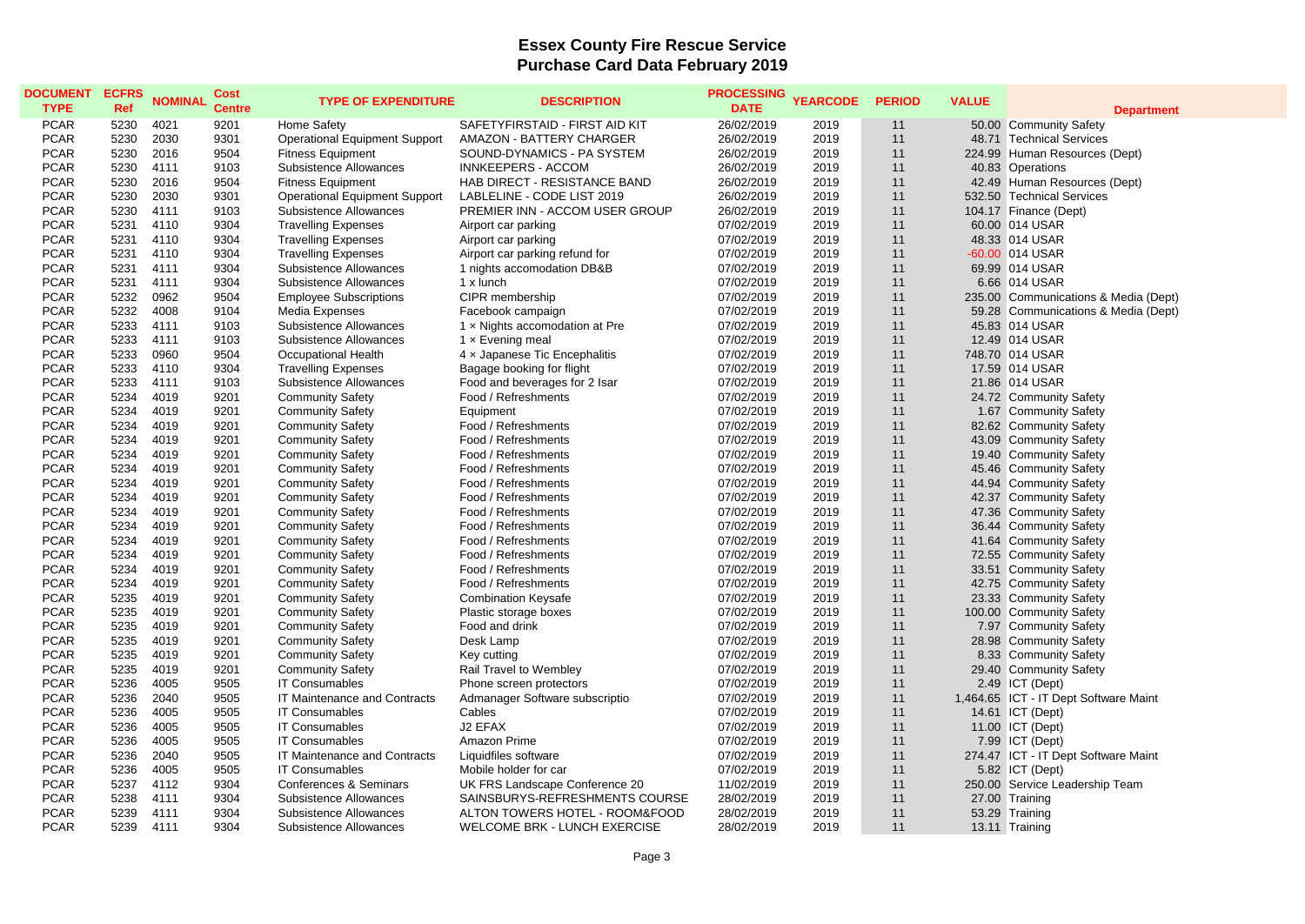# Essex County Fire Rescue Service
## Purchase Card Data February 2019

| DOCUMENT TYPE | ECFRS Ref | NOMINAL | Cost Centre | TYPE OF EXPENDITURE | DESCRIPTION | PROCESSING DATE | YEARCODE | PERIOD | VALUE | Department |
|---|---|---|---|---|---|---|---|---|---|---|
| PCAR | 5230 | 4021 | 9201 | Home Safety | SAFETYFIRSTAID - FIRST AID KIT | 26/02/2019 | 2019 | 11 | 50.00 | Community Safety |
| PCAR | 5230 | 2030 | 9301 | Operational Equipment Support | AMAZON - BATTERY CHARGER | 26/02/2019 | 2019 | 11 | 48.71 | Technical Services |
| PCAR | 5230 | 2016 | 9504 | Fitness Equipment | SOUND-DYNAMICS - PA SYSTEM | 26/02/2019 | 2019 | 11 | 224.99 | Human Resources (Dept) |
| PCAR | 5230 | 4111 | 9103 | Subsistence Allowances | INNKEEPERS - ACCOM | 26/02/2019 | 2019 | 11 | 40.83 | Operations |
| PCAR | 5230 | 2016 | 9504 | Fitness Equipment | HAB DIRECT - RESISTANCE BAND | 26/02/2019 | 2019 | 11 | 42.49 | Human Resources (Dept) |
| PCAR | 5230 | 2030 | 9301 | Operational Equipment Support | LABLELINE - CODE LIST 2019 | 26/02/2019 | 2019 | 11 | 532.50 | Technical Services |
| PCAR | 5230 | 4111 | 9103 | Subsistence Allowances | PREMIER INN - ACCOM USER GROUP | 26/02/2019 | 2019 | 11 | 104.17 | Finance (Dept) |
| PCAR | 5231 | 4110 | 9304 | Travelling Expenses | Airport car parking | 07/02/2019 | 2019 | 11 | 60.00 | 014 USAR |
| PCAR | 5231 | 4110 | 9304 | Travelling Expenses | Airport car parking | 07/02/2019 | 2019 | 11 | 48.33 | 014 USAR |
| PCAR | 5231 | 4110 | 9304 | Travelling Expenses | Airport car parking refund for | 07/02/2019 | 2019 | 11 | -60.00 | 014 USAR |
| PCAR | 5231 | 4111 | 9304 | Subsistence Allowances | 1 nights accomodation DB&B | 07/02/2019 | 2019 | 11 | 69.99 | 014 USAR |
| PCAR | 5231 | 4111 | 9304 | Subsistence Allowances | 1 x lunch | 07/02/2019 | 2019 | 11 | 6.66 | 014 USAR |
| PCAR | 5232 | 0962 | 9504 | Employee Subscriptions | CIPR membership | 07/02/2019 | 2019 | 11 | 235.00 | Communications & Media (Dept) |
| PCAR | 5232 | 4008 | 9104 | Media Expenses | Facebook campaign | 07/02/2019 | 2019 | 11 | 59.28 | Communications & Media (Dept) |
| PCAR | 5233 | 4111 | 9103 | Subsistence Allowances | 1 × Nights accomodation at Pre | 07/02/2019 | 2019 | 11 | 45.83 | 014 USAR |
| PCAR | 5233 | 4111 | 9103 | Subsistence Allowances | 1 × Evening meal | 07/02/2019 | 2019 | 11 | 12.49 | 014 USAR |
| PCAR | 5233 | 0960 | 9504 | Occupational Health | 4 × Japanese Tic Encephalitis | 07/02/2019 | 2019 | 11 | 748.70 | 014 USAR |
| PCAR | 5233 | 4110 | 9304 | Travelling Expenses | Bagage booking for flight | 07/02/2019 | 2019 | 11 | 17.59 | 014 USAR |
| PCAR | 5233 | 4111 | 9103 | Subsistence Allowances | Food and beverages for 2 Isar | 07/02/2019 | 2019 | 11 | 21.86 | 014 USAR |
| PCAR | 5234 | 4019 | 9201 | Community Safety | Food / Refreshments | 07/02/2019 | 2019 | 11 | 24.72 | Community Safety |
| PCAR | 5234 | 4019 | 9201 | Community Safety | Equipment | 07/02/2019 | 2019 | 11 | 1.67 | Community Safety |
| PCAR | 5234 | 4019 | 9201 | Community Safety | Food / Refreshments | 07/02/2019 | 2019 | 11 | 82.62 | Community Safety |
| PCAR | 5234 | 4019 | 9201 | Community Safety | Food / Refreshments | 07/02/2019 | 2019 | 11 | 43.09 | Community Safety |
| PCAR | 5234 | 4019 | 9201 | Community Safety | Food / Refreshments | 07/02/2019 | 2019 | 11 | 19.40 | Community Safety |
| PCAR | 5234 | 4019 | 9201 | Community Safety | Food / Refreshments | 07/02/2019 | 2019 | 11 | 45.46 | Community Safety |
| PCAR | 5234 | 4019 | 9201 | Community Safety | Food / Refreshments | 07/02/2019 | 2019 | 11 | 44.94 | Community Safety |
| PCAR | 5234 | 4019 | 9201 | Community Safety | Food / Refreshments | 07/02/2019 | 2019 | 11 | 42.37 | Community Safety |
| PCAR | 5234 | 4019 | 9201 | Community Safety | Food / Refreshments | 07/02/2019 | 2019 | 11 | 47.36 | Community Safety |
| PCAR | 5234 | 4019 | 9201 | Community Safety | Food / Refreshments | 07/02/2019 | 2019 | 11 | 36.44 | Community Safety |
| PCAR | 5234 | 4019 | 9201 | Community Safety | Food / Refreshments | 07/02/2019 | 2019 | 11 | 41.64 | Community Safety |
| PCAR | 5234 | 4019 | 9201 | Community Safety | Food / Refreshments | 07/02/2019 | 2019 | 11 | 72.55 | Community Safety |
| PCAR | 5234 | 4019 | 9201 | Community Safety | Food / Refreshments | 07/02/2019 | 2019 | 11 | 33.51 | Community Safety |
| PCAR | 5234 | 4019 | 9201 | Community Safety | Food / Refreshments | 07/02/2019 | 2019 | 11 | 42.75 | Community Safety |
| PCAR | 5235 | 4019 | 9201 | Community Safety | Combination Keysafe | 07/02/2019 | 2019 | 11 | 23.33 | Community Safety |
| PCAR | 5235 | 4019 | 9201 | Community Safety | Plastic storage boxes | 07/02/2019 | 2019 | 11 | 100.00 | Community Safety |
| PCAR | 5235 | 4019 | 9201 | Community Safety | Food and drink | 07/02/2019 | 2019 | 11 | 7.97 | Community Safety |
| PCAR | 5235 | 4019 | 9201 | Community Safety | Desk Lamp | 07/02/2019 | 2019 | 11 | 28.98 | Community Safety |
| PCAR | 5235 | 4019 | 9201 | Community Safety | Key cutting | 07/02/2019 | 2019 | 11 | 8.33 | Community Safety |
| PCAR | 5235 | 4019 | 9201 | Community Safety | Rail Travel to Wembley | 07/02/2019 | 2019 | 11 | 29.40 | Community Safety |
| PCAR | 5236 | 4005 | 9505 | IT Consumables | Phone screen protectors | 07/02/2019 | 2019 | 11 | 2.49 | ICT (Dept) |
| PCAR | 5236 | 2040 | 9505 | IT Maintenance and Contracts | Admanager Software subscriptio | 07/02/2019 | 2019 | 11 | 1,464.65 | ICT - IT Dept Software Maint |
| PCAR | 5236 | 4005 | 9505 | IT Consumables | Cables | 07/02/2019 | 2019 | 11 | 14.61 | ICT (Dept) |
| PCAR | 5236 | 4005 | 9505 | IT Consumables | J2 EFAX | 07/02/2019 | 2019 | 11 | 11.00 | ICT (Dept) |
| PCAR | 5236 | 4005 | 9505 | IT Consumables | Amazon Prime | 07/02/2019 | 2019 | 11 | 7.99 | ICT (Dept) |
| PCAR | 5236 | 2040 | 9505 | IT Maintenance and Contracts | Liquidfiles software | 07/02/2019 | 2019 | 11 | 274.47 | ICT - IT Dept Software Maint |
| PCAR | 5236 | 4005 | 9505 | IT Consumables | Mobile holder for car | 07/02/2019 | 2019 | 11 | 5.82 | ICT (Dept) |
| PCAR | 5237 | 4112 | 9304 | Conferences & Seminars | UK FRS Landscape Conference 20 | 11/02/2019 | 2019 | 11 | 250.00 | Service Leadership Team |
| PCAR | 5238 | 4111 | 9304 | Subsistence Allowances | SAINSBURYS-REFRESHMENTS COURSE | 28/02/2019 | 2019 | 11 | 27.00 | Training |
| PCAR | 5239 | 4111 | 9304 | Subsistence Allowances | ALTON TOWERS HOTEL - ROOM&FOOD | 28/02/2019 | 2019 | 11 | 53.29 | Training |
| PCAR | 5239 | 4111 | 9304 | Subsistence Allowances | WELCOME BRK - LUNCH EXERCISE | 28/02/2019 | 2019 | 11 | 13.11 | Training |